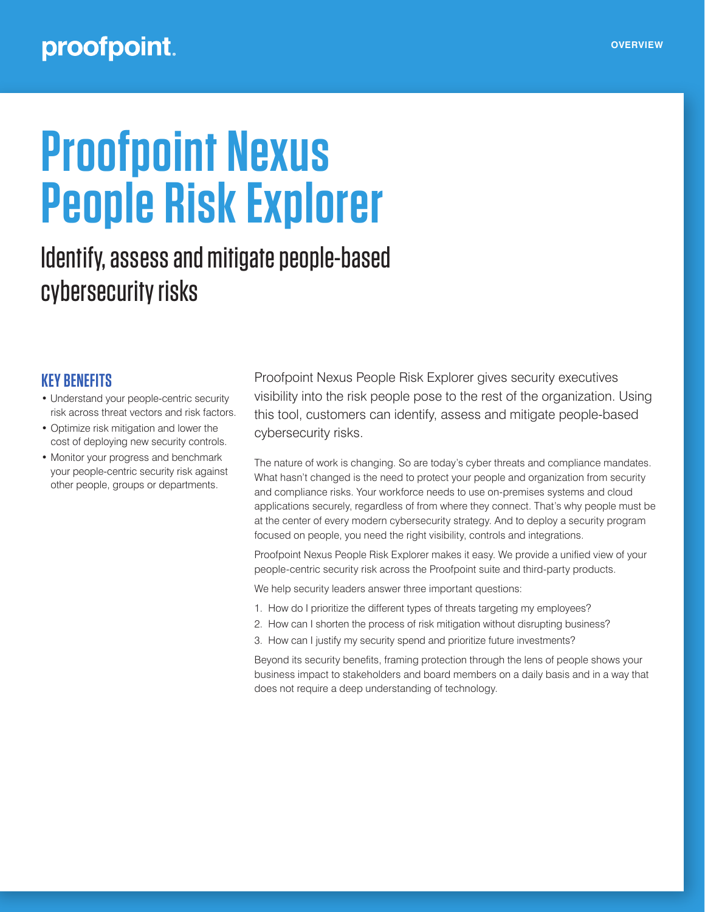proofpoint.

OVERVIEW

# Proofpoint Nexus People Risk Explorer

## Identify, assess and mitigate people-based cybersecurity risks

### KEY BENEFITS

- Understand your people-centric security risk across threat vectors and risk factors.
- Optimize risk mitigation and lower the cost of deploying new security controls.
- Monitor your progress and benchmark your people-centric security risk against other people, groups or departments.

Proofpoint Nexus People Risk Explorer gives security executives visibility into the risk people pose to the rest of the organization. Using this tool, customers can identify, assess and mitigate people-based cybersecurity risks.

The nature of work is changing. So are today's cyber threats and compliance mandates. What hasn't changed is the need to protect your people and organization from security and compliance risks. Your workforce needs to use on-premises systems and cloud applications securely, regardless of from where they connect. That's why people must be at the center of every modern cybersecurity strategy. And to deploy a security program focused on people, you need the right visibility, controls and integrations.

Proofpoint Nexus People Risk Explorer makes it easy. We provide a unified view of your people-centric security risk across the Proofpoint suite and third-party products.

We help security leaders answer three important questions:

1. How do I prioritize the different types of threats targeting my employees?
2. How can I shorten the process of risk mitigation without disrupting business?
3. How can I justify my security spend and prioritize future investments?

Beyond its security benefits, framing protection through the lens of people shows your business impact to stakeholders and board members on a daily basis and in a way that does not require a deep understanding of technology.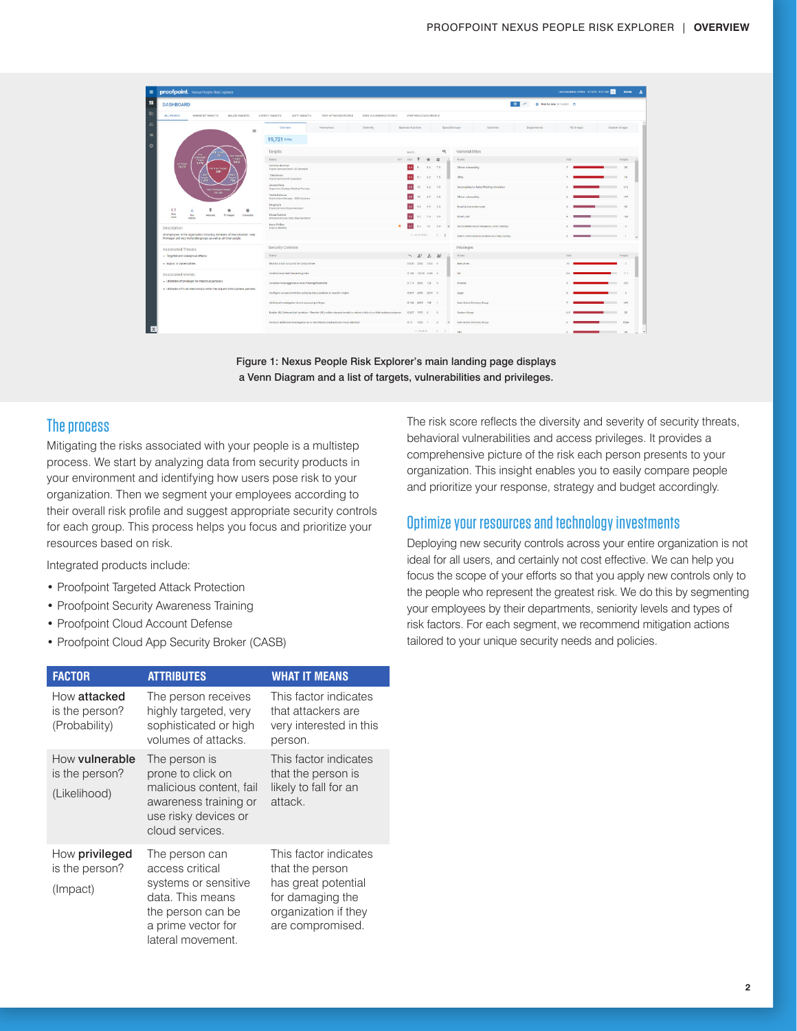Figure 1: Nexus People Risk Explorer's main landing page displays a Venn Diagram and a list of targets, vulnerabilities and privileges.

## The process

Mitigating the risks associated with your people is a multistep process. We start by analyzing data from security products in your environment and identifying how users pose risk to your organization. Then we segment your employees according to their overall risk profile and suggest appropriate security controls for each group. This process helps you focus and prioritize your resources based on risk.

Integrated products include:

- Proofpoint Targeted Attack Protection
- Proofpoint Security Awareness Training
- Proofpoint Cloud Account Defense
- Proofpoint Cloud App Security Broker (CASB)

| FACTOR | ATTRIBUTES | WHAT IT MEANS |
|---|---|---|
| How **attacked** is the person? (Probability) | The person receives highly targeted, very sophisticated or high volumes of attacks. | This factor indicates that attackers are very interested in this person. |
| How **vulnerable** is the person? (Likelihood) | The person is prone to click on malicious content, fail awareness training or use risky devices or cloud services. | This factor indicates that the person is likely to fall for an attack. |
| How **privileged** is the person? (Impact) | The person can access critical systems or sensitive data. This means the person can be a prime vector for lateral movement. | This factor indicates that the person has great potential for damaging the organization if they are compromised. |

The risk score reflects the diversity and severity of security threats, behavioral vulnerabilities and access privileges. It provides a comprehensive picture of the risk each person presents to your organization. This insight enables you to easily compare people and prioritize your response, strategy and budget accordingly.

## Optimize your resources and technology investments

Deploying new security controls across your entire organization is not ideal for all users, and certainly not cost effective. We can help you focus the scope of your efforts so that you apply new controls only to the people who represent the greatest risk. We do this by segmenting your employees by their departments, seniority levels and types of risk factors. For each segment, we recommend mitigation actions tailored to your unique security needs and policies.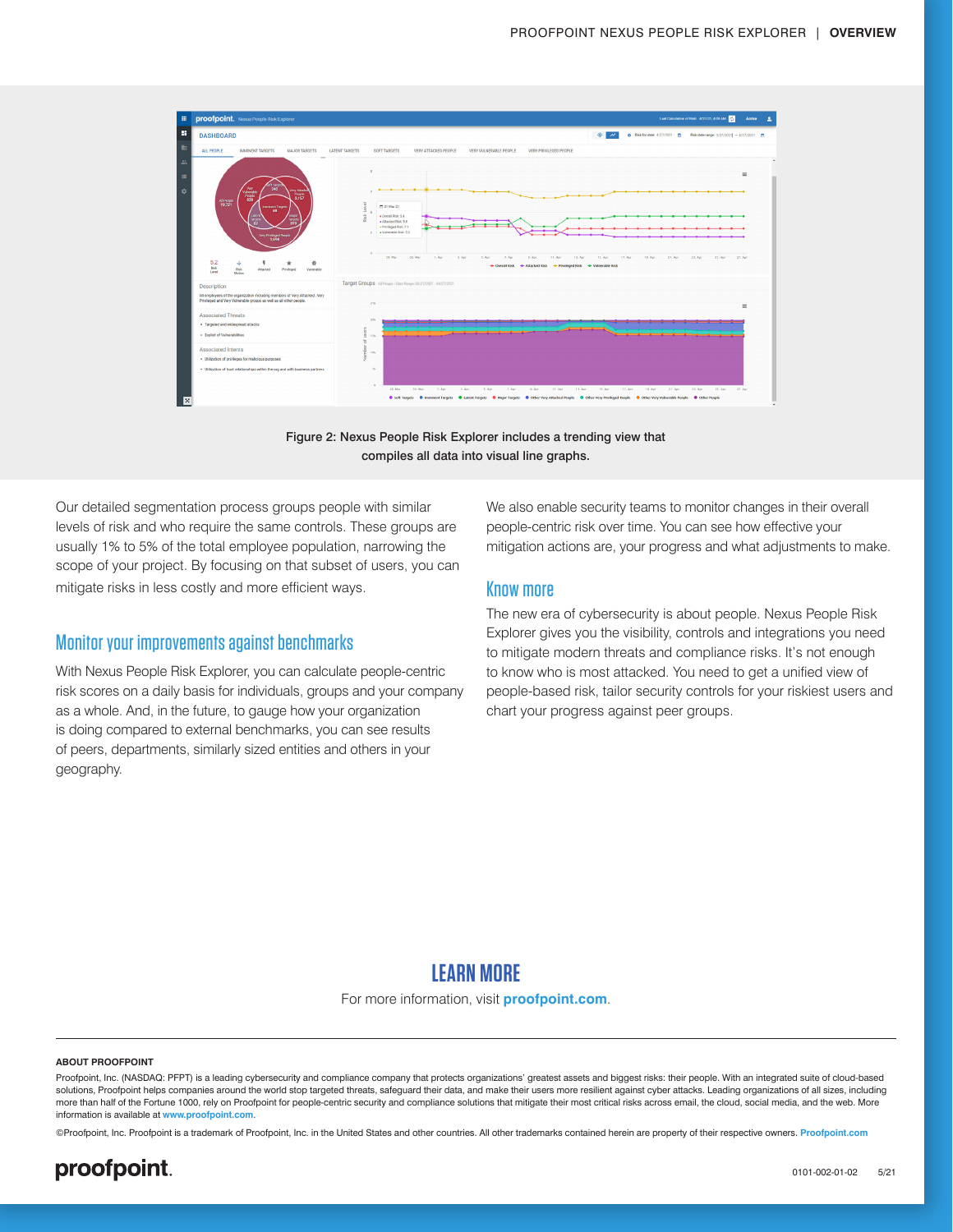Figure 2: Nexus People Risk Explorer includes a trending view that compiles all data into visual line graphs.

Our detailed segmentation process groups people with similar levels of risk and who require the same controls. These groups are usually 1% to 5% of the total employee population, narrowing the scope of your project. By focusing on that subset of users, you can mitigate risks in less costly and more efficient ways.

## Monitor your improvements against benchmarks

With Nexus People Risk Explorer, you can calculate people-centric risk scores on a daily basis for individuals, groups and your company as a whole. And, in the future, to gauge how your organization is doing compared to external benchmarks, you can see results of peers, departments, similarly sized entities and others in your geography.

We also enable security teams to monitor changes in their overall people-centric risk over time. You can see how effective your mitigation actions are, your progress and what adjustments to make.

## Know more

The new era of cybersecurity is about people. Nexus People Risk Explorer gives you the visibility, controls and integrations you need to mitigate modern threats and compliance risks. It's not enough to know who is most attacked. You need to get a unified view of people-based risk, tailor security controls for your riskiest users and chart your progress against peer groups.

## LEARN MORE

For more information, visit **proofpoint.com**.

**ABOUT PROOFPOINT**

Proofpoint, Inc. (NASDAQ: PFPT) is a leading cybersecurity and compliance company that protects organizations' greatest assets and biggest risks: their people. With an integrated suite of cloud-based solutions, Proofpoint helps companies around the world stop targeted threats, safeguard their data, and make their users more resilient against cyber attacks. Leading organizations of all sizes, including more than half of the Fortune 1000, rely on Proofpoint for people-centric security and compliance solutions that mitigate their most critical risks across email, the cloud, social media, and the web. More information is available at www.proofpoint.com.

©Proofpoint, Inc. Proofpoint is a trademark of Proofpoint, Inc. in the United States and other countries. All other trademarks contained herein are property of their respective owners. Proofpoint.com

proofpoint.

0101-002-01-02 5/21